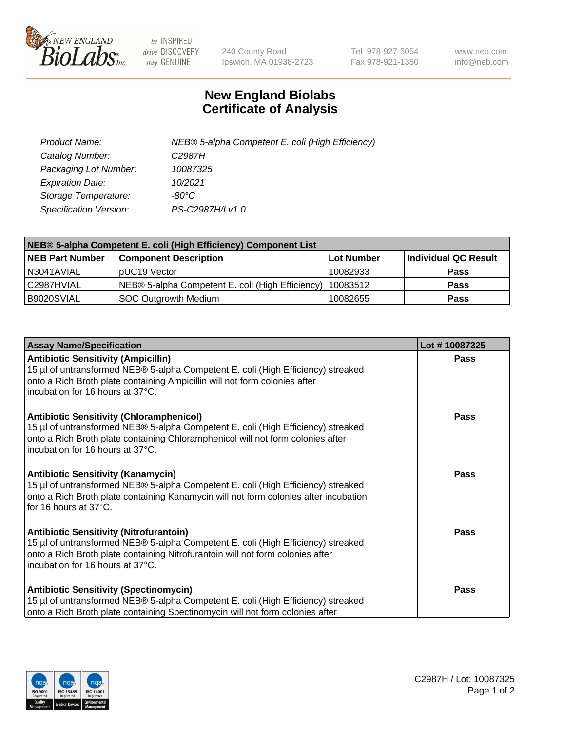240 County Road
Ipswich, MA 01938-2723

Tel 978-927-5054
Fax 978-921-1350

www.neb.com
info@neb.com

# New England Biolabs
# Certificate of Analysis

| | |
|---|---|
| *Product Name:* | *NEB® 5-alpha Competent E. coli (High Efficiency)* |
| *Catalog Number:* | *C2987H* |
| *Packaging Lot Number:* | *10087325* |
| *Expiration Date:* | *10/2021* |
| *Storage Temperature:* | *-80°C* |
| *Specification Version:* | *PS-C2987H/I v1.0* |

| NEB® 5-alpha Competent E. coli (High Efficiency) Component List | | | |
|---|---|---|---|
| **NEB Part Number** | **Component Description** | **Lot Number** | **Individual QC Result** |
| N3041AVIAL | pUC19 Vector | 10082933 | **Pass** |
| C2987HVIAL | NEB® 5-alpha Competent E. coli (High Efficiency) | 10083512 | **Pass** |
| B9020SVIAL | SOC Outgrowth Medium | 10082655 | **Pass** |

| Assay Name/Specification | Lot # 10087325 |
|---|---|
| **Antibiotic Sensitivity (Ampicillin)**<br>15 µl of untransformed NEB® 5-alpha Competent E. coli (High Efficiency) streaked onto a Rich Broth plate containing Ampicillin will not form colonies after incubation for 16 hours at 37°C. | **Pass** |
| **Antibiotic Sensitivity (Chloramphenicol)**<br>15 µl of untransformed NEB® 5-alpha Competent E. coli (High Efficiency) streaked onto a Rich Broth plate containing Chloramphenicol will not form colonies after incubation for 16 hours at 37°C. | **Pass** |
| **Antibiotic Sensitivity (Kanamycin)**<br>15 µl of untransformed NEB® 5-alpha Competent E. coli (High Efficiency) streaked onto a Rich Broth plate containing Kanamycin will not form colonies after incubation for 16 hours at 37°C. | **Pass** |
| **Antibiotic Sensitivity (Nitrofurantoin)**<br>15 µl of untransformed NEB® 5-alpha Competent E. coli (High Efficiency) streaked onto a Rich Broth plate containing Nitrofurantoin will not form colonies after incubation for 16 hours at 37°C. | **Pass** |
| **Antibiotic Sensitivity (Spectinomycin)**<br>15 µl of untransformed NEB® 5-alpha Competent E. coli (High Efficiency) streaked onto a Rich Broth plate containing Spectinomycin will not form colonies after | **Pass** |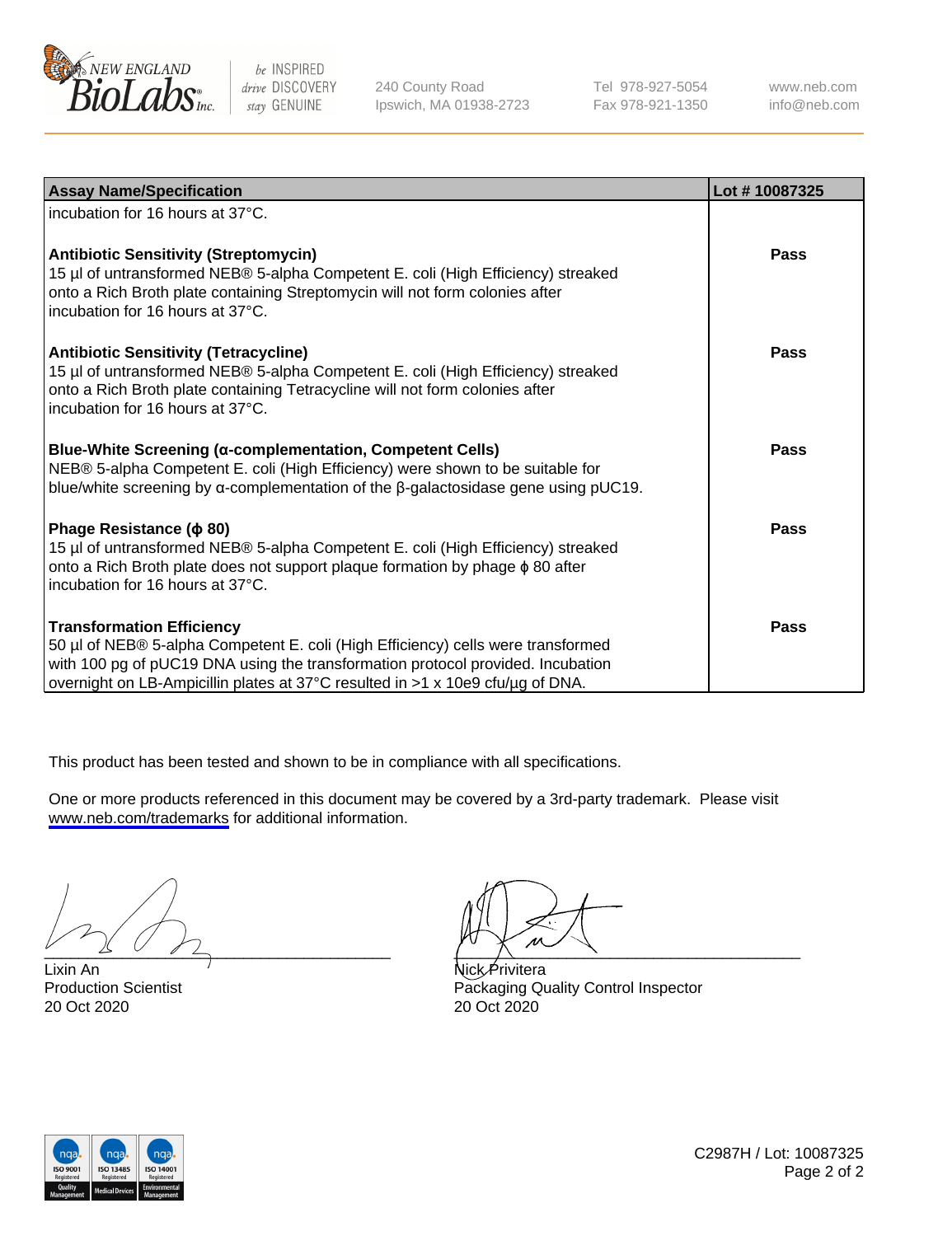| Assay Name/Specification | Lot # 10087325 |
|---|---|
| incubation for 16 hours at 37°C. | |
| **Antibiotic Sensitivity (Streptomycin)**<br>15 µl of untransformed NEB® 5-alpha Competent E. coli (High Efficiency) streaked onto a Rich Broth plate containing Streptomycin will not form colonies after incubation for 16 hours at 37°C. | Pass |
| **Antibiotic Sensitivity (Tetracycline)**<br>15 µl of untransformed NEB® 5-alpha Competent E. coli (High Efficiency) streaked onto a Rich Broth plate containing Tetracycline will not form colonies after incubation for 16 hours at 37°C. | Pass |
| **Blue-White Screening (α-complementation, Competent Cells)**<br>NEB® 5-alpha Competent E. coli (High Efficiency) were shown to be suitable for blue/white screening by α-complementation of the β-galactosidase gene using pUC19. | Pass |
| **Phage Resistance (ϕ 80)**<br>15 µl of untransformed NEB® 5-alpha Competent E. coli (High Efficiency) streaked onto a Rich Broth plate does not support plaque formation by phage ϕ 80 after incubation for 16 hours at 37°C. | Pass |
| **Transformation Efficiency**<br>50 µl of NEB® 5-alpha Competent E. coli (High Efficiency) cells were transformed with 100 pg of pUC19 DNA using the transformation protocol provided. Incubation overnight on LB-Ampicillin plates at 37°C resulted in >1 x 10e9 cfu/µg of DNA. | Pass |

This product has been tested and shown to be in compliance with all specifications.

One or more products referenced in this document may be covered by a 3rd-party trademark. Please visit www.neb.com/trademarks for additional information.

Lixin An
Production Scientist
20 Oct 2020

Nick Privitera
Packaging Quality Control Inspector
20 Oct 2020

C2987H / Lot: 10087325